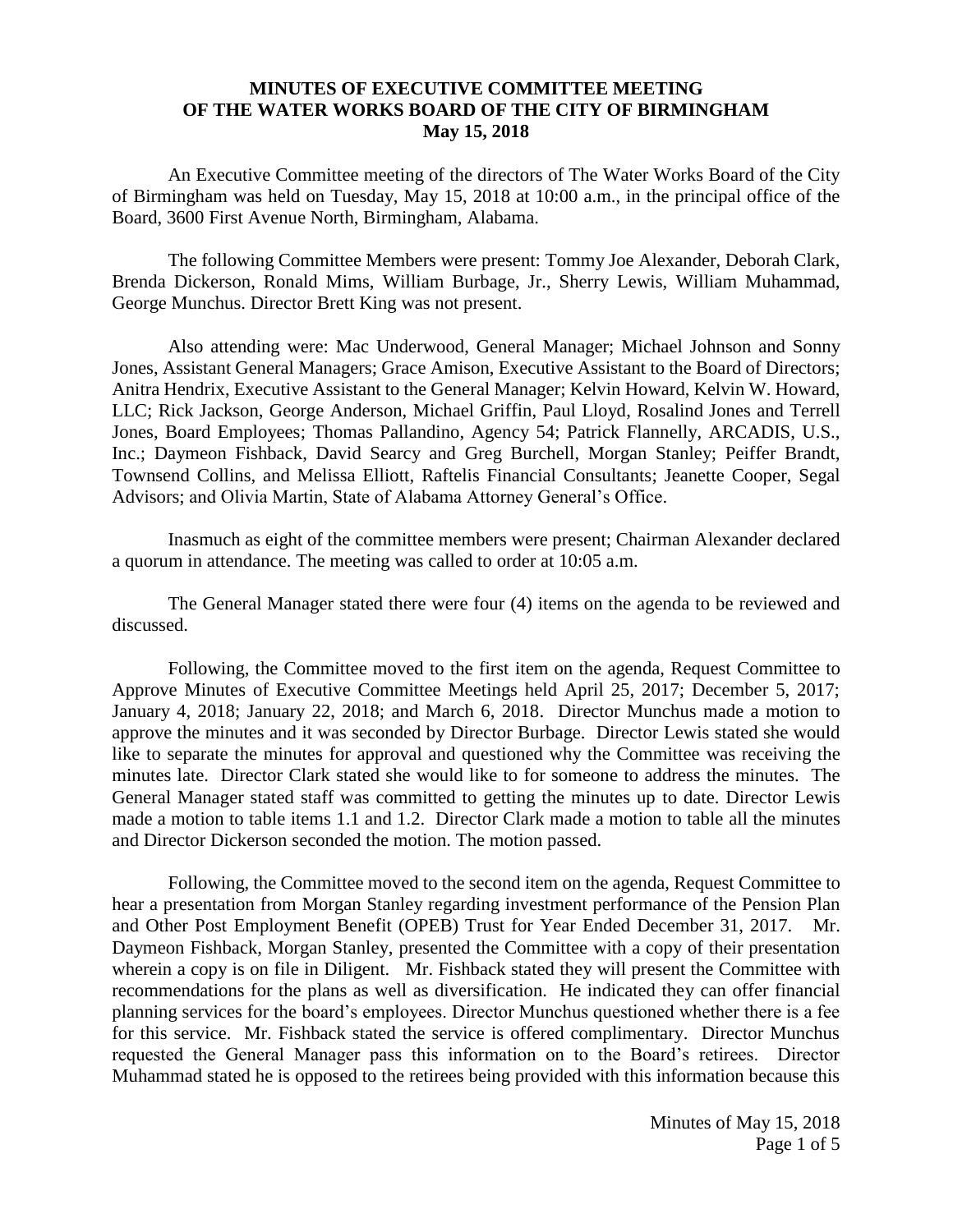**MINUTES OF EXECUTIVE COMMITTEE MEETING**
**OF THE WATER WORKS BOARD OF THE CITY OF BIRMINGHAM**
**May 15, 2018**

An Executive Committee meeting of the directors of The Water Works Board of the City of Birmingham was held on Tuesday, May 15, 2018 at 10:00 a.m., in the principal office of the Board, 3600 First Avenue North, Birmingham, Alabama.

The following Committee Members were present: Tommy Joe Alexander, Deborah Clark, Brenda Dickerson, Ronald Mims, William Burbage, Jr., Sherry Lewis, William Muhammad, George Munchus. Director Brett King was not present.

Also attending were: Mac Underwood, General Manager; Michael Johnson and Sonny Jones, Assistant General Managers; Grace Amison, Executive Assistant to the Board of Directors; Anitra Hendrix, Executive Assistant to the General Manager; Kelvin Howard, Kelvin W. Howard, LLC; Rick Jackson, George Anderson, Michael Griffin, Paul Lloyd, Rosalind Jones and Terrell Jones, Board Employees; Thomas Pallandino, Agency 54; Patrick Flannelly, ARCADIS, U.S., Inc.; Daymeon Fishback, David Searcy and Greg Burchell, Morgan Stanley; Peiffer Brandt, Townsend Collins, and Melissa Elliott, Raftelis Financial Consultants; Jeanette Cooper, Segal Advisors; and Olivia Martin, State of Alabama Attorney General's Office.

Inasmuch as eight of the committee members were present; Chairman Alexander declared a quorum in attendance. The meeting was called to order at 10:05 a.m.

The General Manager stated there were four (4) items on the agenda to be reviewed and discussed.

Following, the Committee moved to the first item on the agenda, Request Committee to Approve Minutes of Executive Committee Meetings held April 25, 2017; December 5, 2017; January 4, 2018; January 22, 2018; and March 6, 2018. Director Munchus made a motion to approve the minutes and it was seconded by Director Burbage. Director Lewis stated she would like to separate the minutes for approval and questioned why the Committee was receiving the minutes late. Director Clark stated she would like to for someone to address the minutes. The General Manager stated staff was committed to getting the minutes up to date. Director Lewis made a motion to table items 1.1 and 1.2. Director Clark made a motion to table all the minutes and Director Dickerson seconded the motion. The motion passed.

Following, the Committee moved to the second item on the agenda, Request Committee to hear a presentation from Morgan Stanley regarding investment performance of the Pension Plan and Other Post Employment Benefit (OPEB) Trust for Year Ended December 31, 2017. Mr. Daymeon Fishback, Morgan Stanley, presented the Committee with a copy of their presentation wherein a copy is on file in Diligent. Mr. Fishback stated they will present the Committee with recommendations for the plans as well as diversification. He indicated they can offer financial planning services for the board's employees. Director Munchus questioned whether there is a fee for this service. Mr. Fishback stated the service is offered complimentary. Director Munchus requested the General Manager pass this information on to the Board's retirees. Director Muhammad stated he is opposed to the retirees being provided with this information because this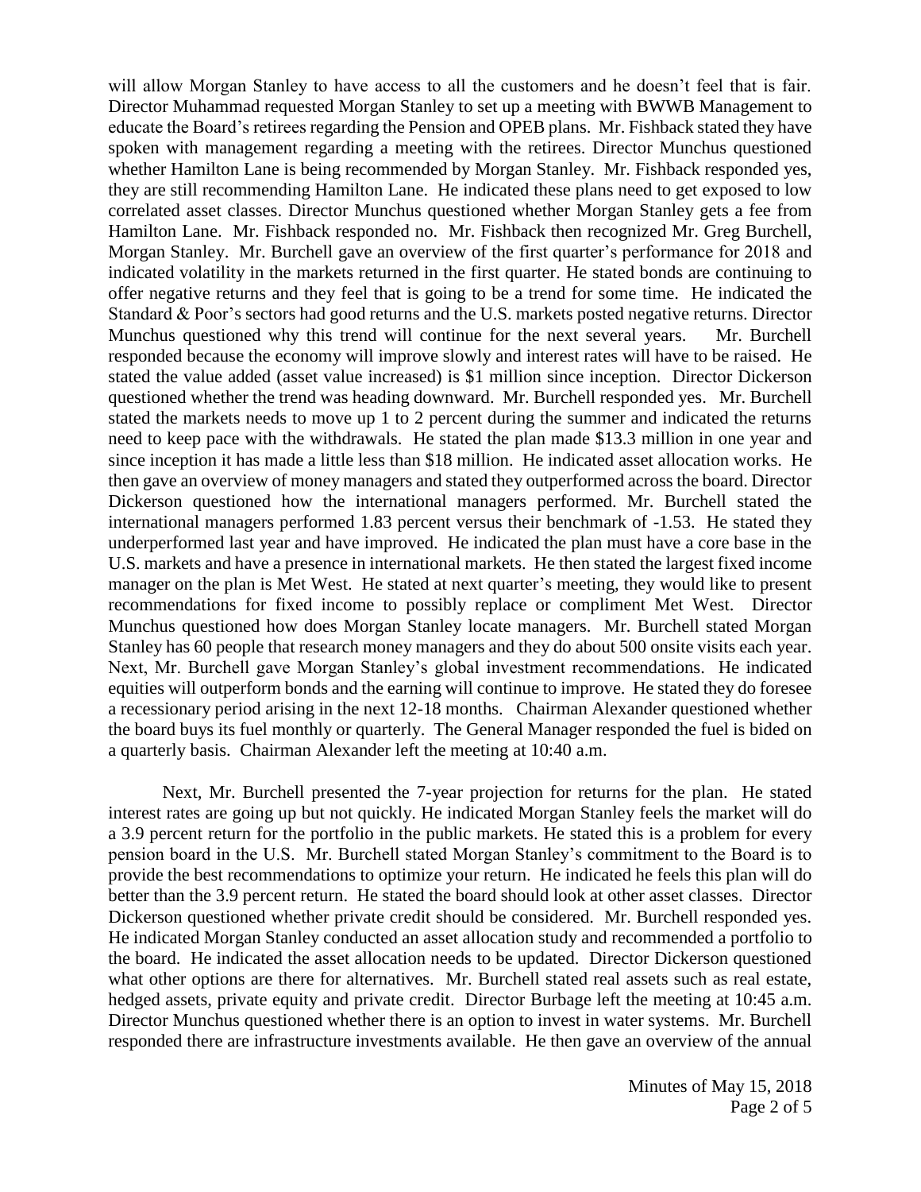will allow Morgan Stanley to have access to all the customers and he doesn't feel that is fair. Director Muhammad requested Morgan Stanley to set up a meeting with BWWB Management to educate the Board's retirees regarding the Pension and OPEB plans. Mr. Fishback stated they have spoken with management regarding a meeting with the retirees. Director Munchus questioned whether Hamilton Lane is being recommended by Morgan Stanley. Mr. Fishback responded yes, they are still recommending Hamilton Lane. He indicated these plans need to get exposed to low correlated asset classes. Director Munchus questioned whether Morgan Stanley gets a fee from Hamilton Lane. Mr. Fishback responded no. Mr. Fishback then recognized Mr. Greg Burchell, Morgan Stanley. Mr. Burchell gave an overview of the first quarter's performance for 2018 and indicated volatility in the markets returned in the first quarter. He stated bonds are continuing to offer negative returns and they feel that is going to be a trend for some time. He indicated the Standard & Poor's sectors had good returns and the U.S. markets posted negative returns. Director Munchus questioned why this trend will continue for the next several years. Mr. Burchell responded because the economy will improve slowly and interest rates will have to be raised. He stated the value added (asset value increased) is $1 million since inception. Director Dickerson questioned whether the trend was heading downward. Mr. Burchell responded yes. Mr. Burchell stated the markets needs to move up 1 to 2 percent during the summer and indicated the returns need to keep pace with the withdrawals. He stated the plan made $13.3 million in one year and since inception it has made a little less than $18 million. He indicated asset allocation works. He then gave an overview of money managers and stated they outperformed across the board. Director Dickerson questioned how the international managers performed. Mr. Burchell stated the international managers performed 1.83 percent versus their benchmark of -1.53. He stated they underperformed last year and have improved. He indicated the plan must have a core base in the U.S. markets and have a presence in international markets. He then stated the largest fixed income manager on the plan is Met West. He stated at next quarter's meeting, they would like to present recommendations for fixed income to possibly replace or compliment Met West. Director Munchus questioned how does Morgan Stanley locate managers. Mr. Burchell stated Morgan Stanley has 60 people that research money managers and they do about 500 onsite visits each year. Next, Mr. Burchell gave Morgan Stanley's global investment recommendations. He indicated equities will outperform bonds and the earning will continue to improve. He stated they do foresee a recessionary period arising in the next 12-18 months. Chairman Alexander questioned whether the board buys its fuel monthly or quarterly. The General Manager responded the fuel is bided on a quarterly basis. Chairman Alexander left the meeting at 10:40 a.m.

Next, Mr. Burchell presented the 7-year projection for returns for the plan. He stated interest rates are going up but not quickly. He indicated Morgan Stanley feels the market will do a 3.9 percent return for the portfolio in the public markets. He stated this is a problem for every pension board in the U.S. Mr. Burchell stated Morgan Stanley's commitment to the Board is to provide the best recommendations to optimize your return. He indicated he feels this plan will do better than the 3.9 percent return. He stated the board should look at other asset classes. Director Dickerson questioned whether private credit should be considered. Mr. Burchell responded yes. He indicated Morgan Stanley conducted an asset allocation study and recommended a portfolio to the board. He indicated the asset allocation needs to be updated. Director Dickerson questioned what other options are there for alternatives. Mr. Burchell stated real assets such as real estate, hedged assets, private equity and private credit. Director Burbage left the meeting at 10:45 a.m. Director Munchus questioned whether there is an option to invest in water systems. Mr. Burchell responded there are infrastructure investments available. He then gave an overview of the annual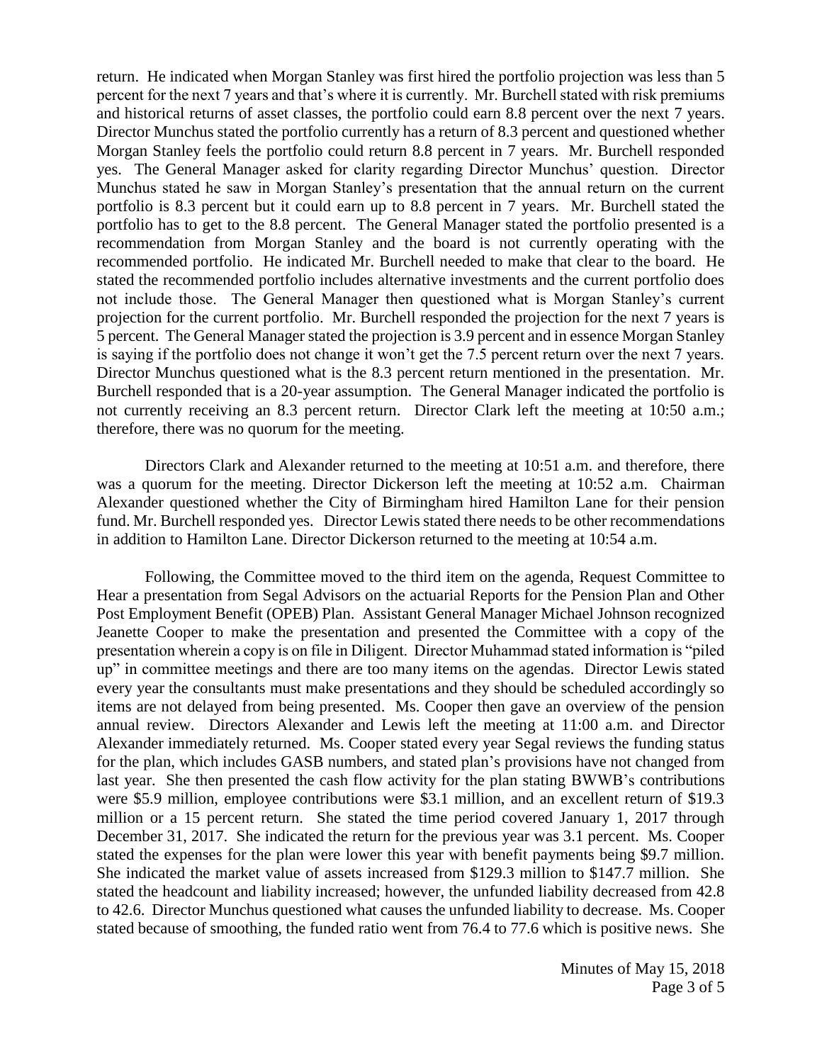return. He indicated when Morgan Stanley was first hired the portfolio projection was less than 5 percent for the next 7 years and that's where it is currently. Mr. Burchell stated with risk premiums and historical returns of asset classes, the portfolio could earn 8.8 percent over the next 7 years. Director Munchus stated the portfolio currently has a return of 8.3 percent and questioned whether Morgan Stanley feels the portfolio could return 8.8 percent in 7 years. Mr. Burchell responded yes. The General Manager asked for clarity regarding Director Munchus' question. Director Munchus stated he saw in Morgan Stanley's presentation that the annual return on the current portfolio is 8.3 percent but it could earn up to 8.8 percent in 7 years. Mr. Burchell stated the portfolio has to get to the 8.8 percent. The General Manager stated the portfolio presented is a recommendation from Morgan Stanley and the board is not currently operating with the recommended portfolio. He indicated Mr. Burchell needed to make that clear to the board. He stated the recommended portfolio includes alternative investments and the current portfolio does not include those. The General Manager then questioned what is Morgan Stanley's current projection for the current portfolio. Mr. Burchell responded the projection for the next 7 years is 5 percent. The General Manager stated the projection is 3.9 percent and in essence Morgan Stanley is saying if the portfolio does not change it won't get the 7.5 percent return over the next 7 years. Director Munchus questioned what is the 8.3 percent return mentioned in the presentation. Mr. Burchell responded that is a 20-year assumption. The General Manager indicated the portfolio is not currently receiving an 8.3 percent return. Director Clark left the meeting at 10:50 a.m.; therefore, there was no quorum for the meeting.

Directors Clark and Alexander returned to the meeting at 10:51 a.m. and therefore, there was a quorum for the meeting. Director Dickerson left the meeting at 10:52 a.m. Chairman Alexander questioned whether the City of Birmingham hired Hamilton Lane for their pension fund. Mr. Burchell responded yes. Director Lewis stated there needs to be other recommendations in addition to Hamilton Lane. Director Dickerson returned to the meeting at 10:54 a.m.

Following, the Committee moved to the third item on the agenda, Request Committee to Hear a presentation from Segal Advisors on the actuarial Reports for the Pension Plan and Other Post Employment Benefit (OPEB) Plan. Assistant General Manager Michael Johnson recognized Jeanette Cooper to make the presentation and presented the Committee with a copy of the presentation wherein a copy is on file in Diligent. Director Muhammad stated information is "piled up" in committee meetings and there are too many items on the agendas. Director Lewis stated every year the consultants must make presentations and they should be scheduled accordingly so items are not delayed from being presented. Ms. Cooper then gave an overview of the pension annual review. Directors Alexander and Lewis left the meeting at 11:00 a.m. and Director Alexander immediately returned. Ms. Cooper stated every year Segal reviews the funding status for the plan, which includes GASB numbers, and stated plan's provisions have not changed from last year. She then presented the cash flow activity for the plan stating BWWB's contributions were $5.9 million, employee contributions were $3.1 million, and an excellent return of $19.3 million or a 15 percent return. She stated the time period covered January 1, 2017 through December 31, 2017. She indicated the return for the previous year was 3.1 percent. Ms. Cooper stated the expenses for the plan were lower this year with benefit payments being $9.7 million. She indicated the market value of assets increased from $129.3 million to $147.7 million. She stated the headcount and liability increased; however, the unfunded liability decreased from 42.8 to 42.6. Director Munchus questioned what causes the unfunded liability to decrease. Ms. Cooper stated because of smoothing, the funded ratio went from 76.4 to 77.6 which is positive news. She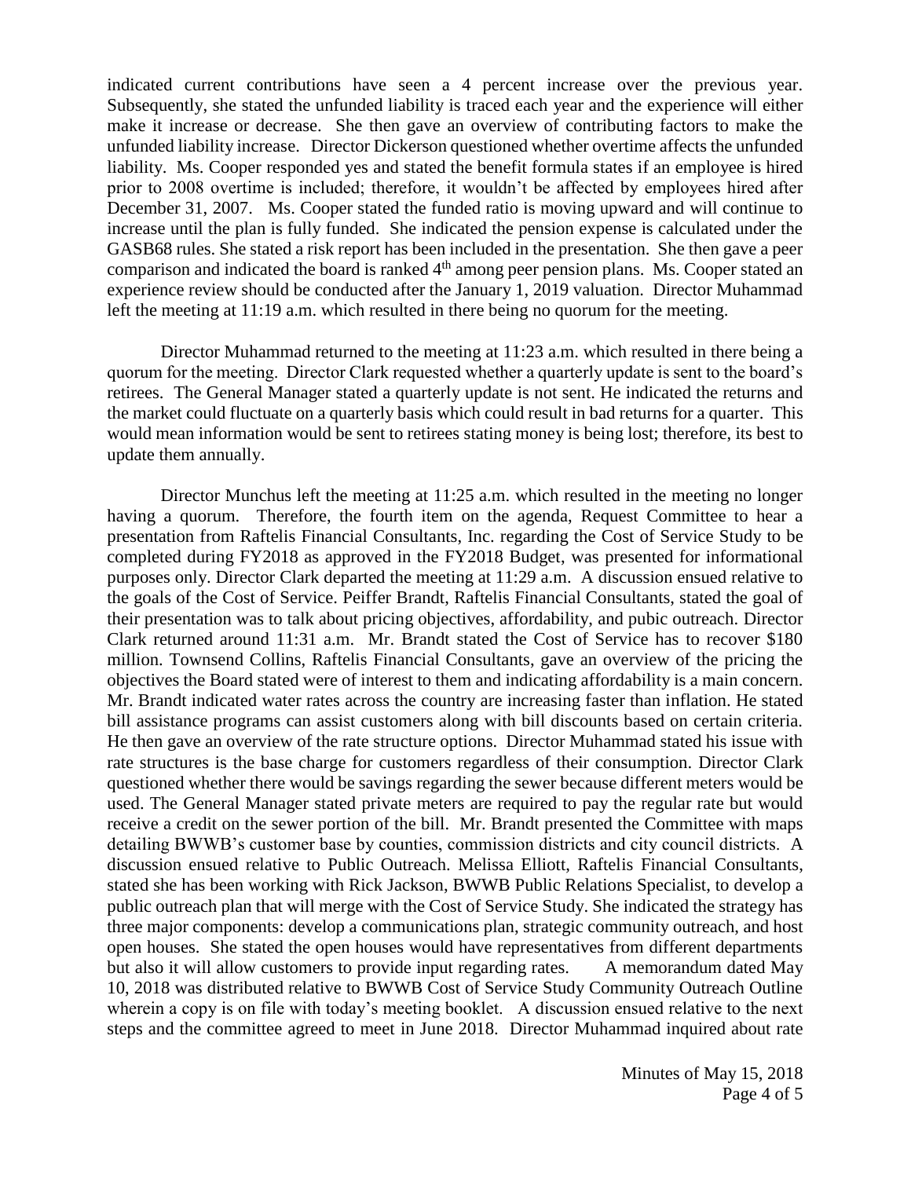indicated current contributions have seen a 4 percent increase over the previous year. Subsequently, she stated the unfunded liability is traced each year and the experience will either make it increase or decrease. She then gave an overview of contributing factors to make the unfunded liability increase. Director Dickerson questioned whether overtime affects the unfunded liability. Ms. Cooper responded yes and stated the benefit formula states if an employee is hired prior to 2008 overtime is included; therefore, it wouldn't be affected by employees hired after December 31, 2007. Ms. Cooper stated the funded ratio is moving upward and will continue to increase until the plan is fully funded. She indicated the pension expense is calculated under the GASB68 rules. She stated a risk report has been included in the presentation. She then gave a peer comparison and indicated the board is ranked 4th among peer pension plans. Ms. Cooper stated an experience review should be conducted after the January 1, 2019 valuation. Director Muhammad left the meeting at 11:19 a.m. which resulted in there being no quorum for the meeting.

Director Muhammad returned to the meeting at 11:23 a.m. which resulted in there being a quorum for the meeting. Director Clark requested whether a quarterly update is sent to the board's retirees. The General Manager stated a quarterly update is not sent. He indicated the returns and the market could fluctuate on a quarterly basis which could result in bad returns for a quarter. This would mean information would be sent to retirees stating money is being lost; therefore, its best to update them annually.

Director Munchus left the meeting at 11:25 a.m. which resulted in the meeting no longer having a quorum. Therefore, the fourth item on the agenda, Request Committee to hear a presentation from Raftelis Financial Consultants, Inc. regarding the Cost of Service Study to be completed during FY2018 as approved in the FY2018 Budget, was presented for informational purposes only. Director Clark departed the meeting at 11:29 a.m. A discussion ensued relative to the goals of the Cost of Service. Peiffer Brandt, Raftelis Financial Consultants, stated the goal of their presentation was to talk about pricing objectives, affordability, and pubic outreach. Director Clark returned around 11:31 a.m. Mr. Brandt stated the Cost of Service has to recover $180 million. Townsend Collins, Raftelis Financial Consultants, gave an overview of the pricing the objectives the Board stated were of interest to them and indicating affordability is a main concern. Mr. Brandt indicated water rates across the country are increasing faster than inflation. He stated bill assistance programs can assist customers along with bill discounts based on certain criteria. He then gave an overview of the rate structure options. Director Muhammad stated his issue with rate structures is the base charge for customers regardless of their consumption. Director Clark questioned whether there would be savings regarding the sewer because different meters would be used. The General Manager stated private meters are required to pay the regular rate but would receive a credit on the sewer portion of the bill. Mr. Brandt presented the Committee with maps detailing BWWB's customer base by counties, commission districts and city council districts. A discussion ensued relative to Public Outreach. Melissa Elliott, Raftelis Financial Consultants, stated she has been working with Rick Jackson, BWWB Public Relations Specialist, to develop a public outreach plan that will merge with the Cost of Service Study. She indicated the strategy has three major components: develop a communications plan, strategic community outreach, and host open houses. She stated the open houses would have representatives from different departments but also it will allow customers to provide input regarding rates. A memorandum dated May 10, 2018 was distributed relative to BWWB Cost of Service Study Community Outreach Outline wherein a copy is on file with today's meeting booklet. A discussion ensued relative to the next steps and the committee agreed to meet in June 2018. Director Muhammad inquired about rate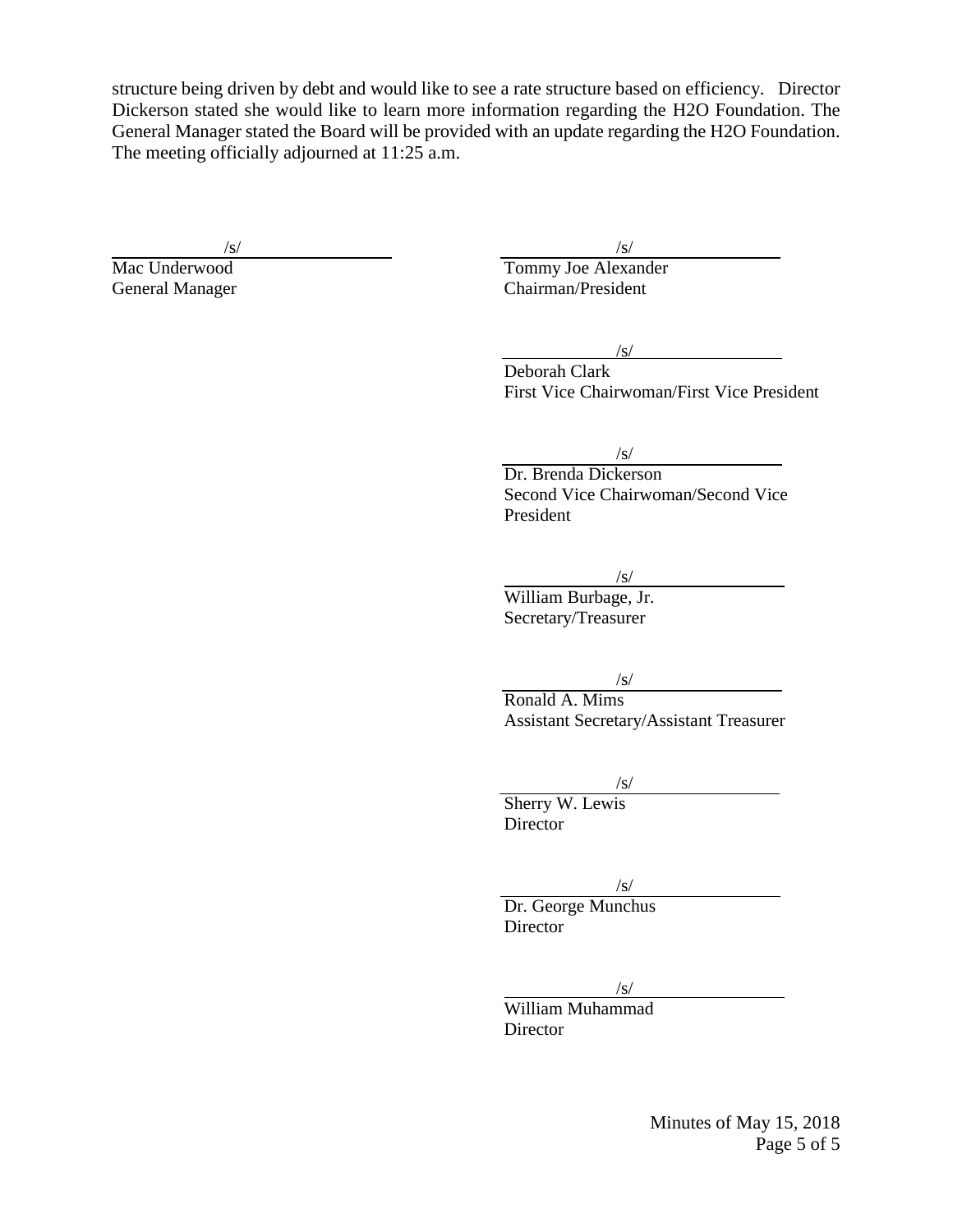structure being driven by debt and would like to see a rate structure based on efficiency. Director Dickerson stated she would like to learn more information regarding the H2O Foundation. The General Manager stated the Board will be provided with an update regarding the H2O Foundation. The meeting officially adjourned at 11:25 a.m.

/s/
Mac Underwood
General Manager

/s/
Tommy Joe Alexander
Chairman/President

/s/
Deborah Clark
First Vice Chairwoman/First Vice President

/s/
Dr. Brenda Dickerson
Second Vice Chairwoman/Second Vice President

/s/
William Burbage, Jr.
Secretary/Treasurer

/s/
Ronald A. Mims
Assistant Secretary/Assistant Treasurer

/s/
Sherry W. Lewis
Director

/s/
Dr. George Munchus
Director

/s/
William Muhammad
Director

Minutes of May 15, 2018